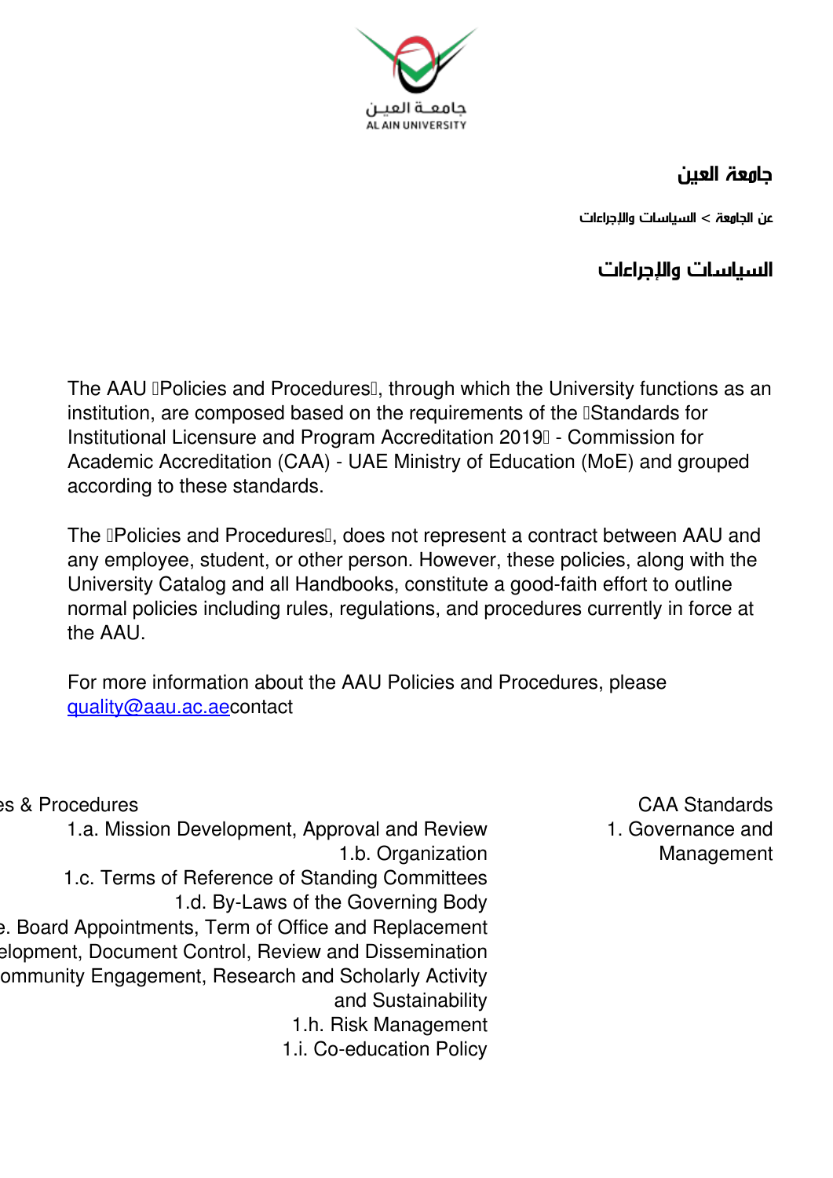# جامعة العين

عن الجامعة > السياسات والإجراءات

## السياسات والإجراءات

The AAU Policies and Procedures, through which the University functions as an institution, are composed based on the requirements of the Standards for Institutional Licensure and Program Accreditation 2019 - Commission for Academic Accreditation (CAA) - UAE Ministry of Education (MoE) and grouped according to these standards.

The Policies and Procedures, does not represent a contract between AAU and any employee, student, or other person. However, these policies, along with the University Catalog and all Handbooks, constitute a good-faith effort to outline normal policies including rules, regulations, and procedures currently in force at the AAU.

For more information about the AAU Policies and Procedures, please contact quality@aau.ac.ae

| CAA Standards | es & Procedures |
| --- | --- |
| 1. Governance and Management | 1.a. Mission Development, Approval and Review<br>1.b. Organization<br>1.c. Terms of Reference of Standing Committees<br>1.d. By-Laws of the Governing Body<br>e. Board Appointments, Term of Office and Replacement<br>elopment, Document Control, Review and Dissemination<br>ommunity Engagement, Research and Scholarly Activity and Sustainability<br>1.h. Risk Management<br>1.i. Co-education Policy |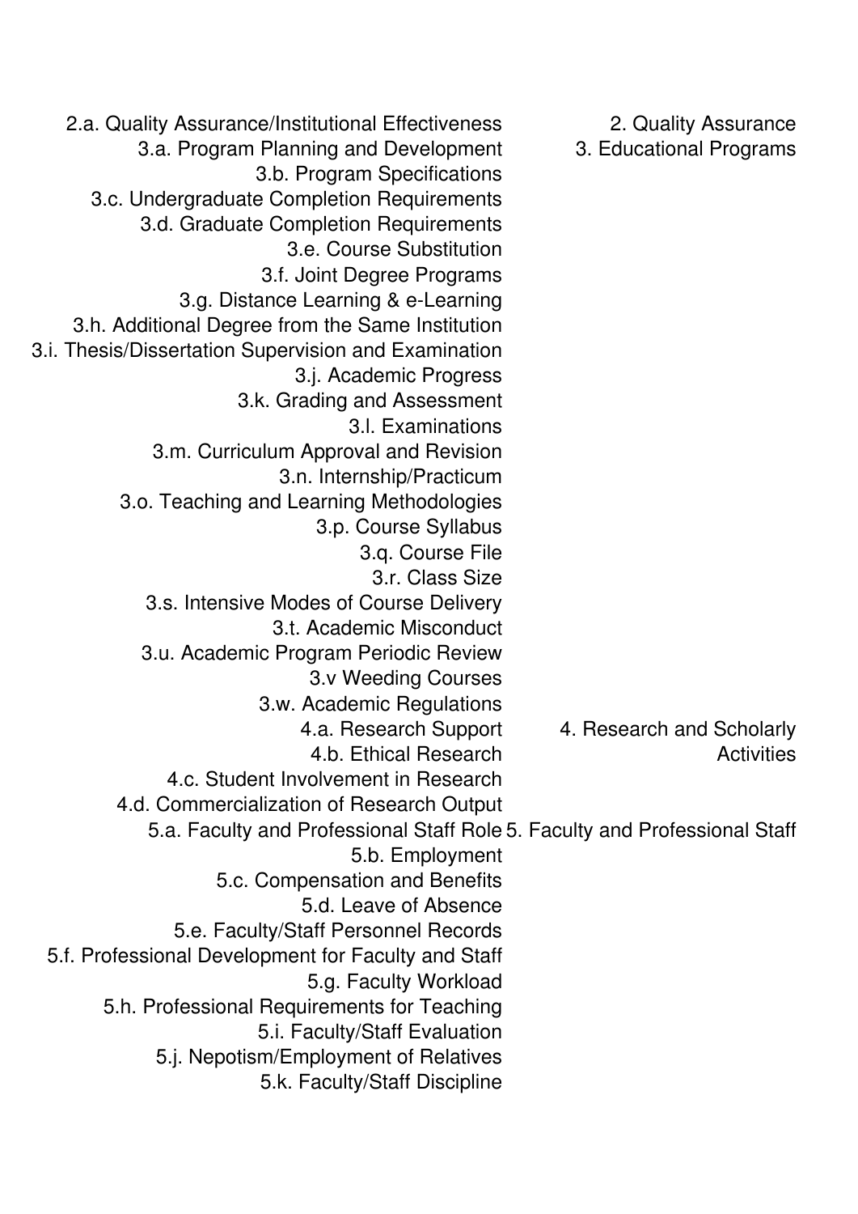| | |
|---|---|
| 2.a. Quality Assurance/Institutional Effectiveness | 2. Quality Assurance |
| 3.a. Program Planning and Development | 3. Educational Programs |
| 3.b. Program Specifications | |
| 3.c. Undergraduate Completion Requirements | |
| 3.d. Graduate Completion Requirements | |
| 3.e. Course Substitution | |
| 3.f. Joint Degree Programs | |
| 3.g. Distance Learning & e-Learning | |
| 3.h. Additional Degree from the Same Institution | |
| 3.i. Thesis/Dissertation Supervision and Examination | |
| 3.j. Academic Progress | |
| 3.k. Grading and Assessment | |
| 3.l. Examinations | |
| 3.m. Curriculum Approval and Revision | |
| 3.n. Internship/Practicum | |
| 3.o. Teaching and Learning Methodologies | |
| 3.p. Course Syllabus | |
| 3.q. Course File | |
| 3.r. Class Size | |
| 3.s. Intensive Modes of Course Delivery | |
| 3.t. Academic Misconduct | |
| 3.u. Academic Program Periodic Review | |
| 3.v Weeding Courses | |
| 3.w. Academic Regulations | |
| 4.a. Research Support | 4. Research and Scholarly Activities |
| 4.b. Ethical Research | |
| 4.c. Student Involvement in Research | |
| 4.d. Commercialization of Research Output | |
| 5.a. Faculty and Professional Staff Role | 5. Faculty and Professional Staff |
| 5.b. Employment | |
| 5.c. Compensation and Benefits | |
| 5.d. Leave of Absence | |
| 5.e. Faculty/Staff Personnel Records | |
| 5.f. Professional Development for Faculty and Staff | |
| 5.g. Faculty Workload | |
| 5.h. Professional Requirements for Teaching | |
| 5.i. Faculty/Staff Evaluation | |
| 5.j. Nepotism/Employment of Relatives | |
| 5.k. Faculty/Staff Discipline | |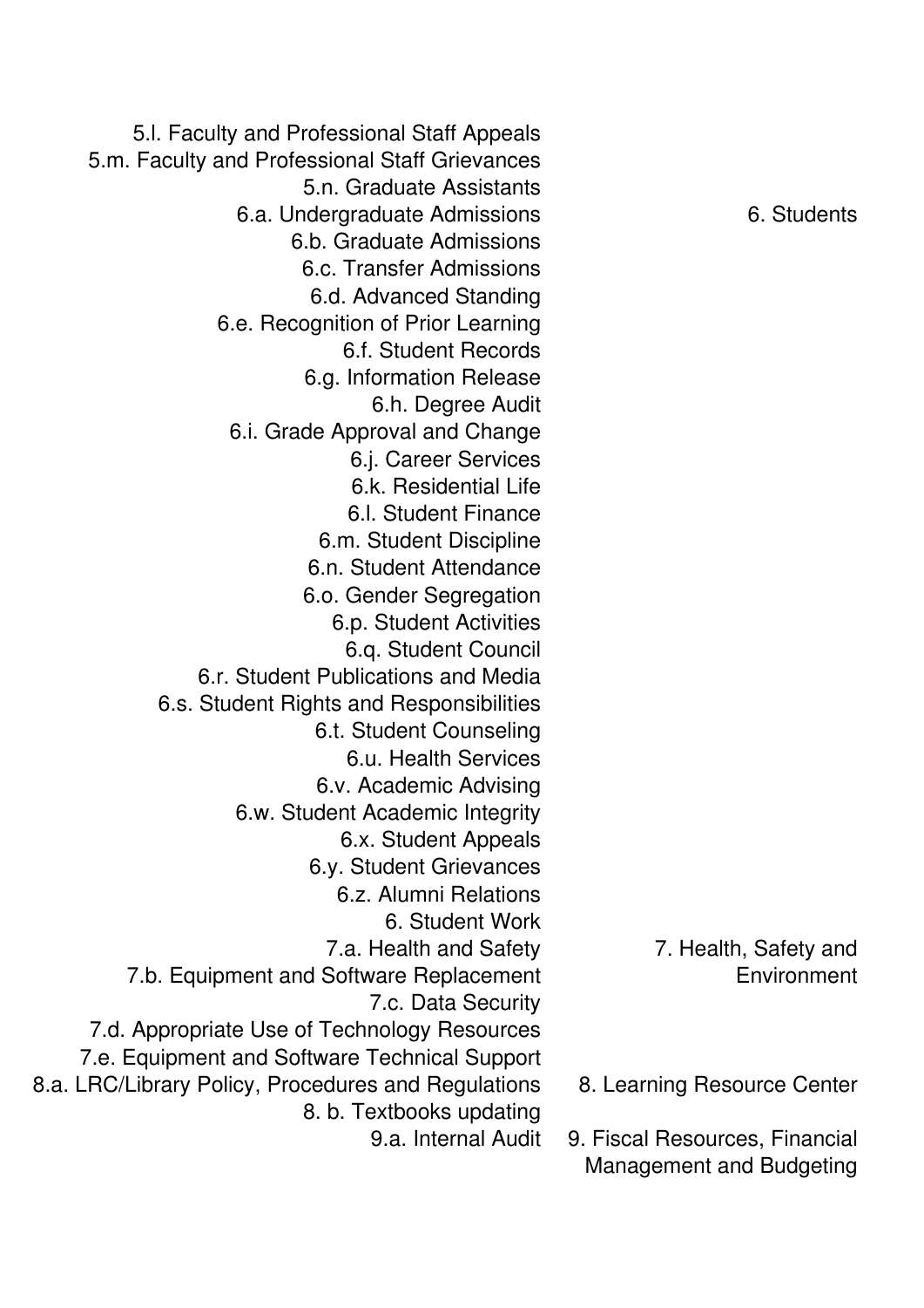| | |
|---|---|
| 5.l. Faculty and Professional Staff Appeals | |
| 5.m. Faculty and Professional Staff Grievances | |
| 5.n. Graduate Assistants | |
| 6.a. Undergraduate Admissions | 6. Students |
| 6.b. Graduate Admissions | |
| 6.c. Transfer Admissions | |
| 6.d. Advanced Standing | |
| 6.e. Recognition of Prior Learning | |
| 6.f. Student Records | |
| 6.g. Information Release | |
| 6.h. Degree Audit | |
| 6.i. Grade Approval and Change | |
| 6.j. Career Services | |
| 6.k. Residential Life | |
| 6.l. Student Finance | |
| 6.m. Student Discipline | |
| 6.n. Student Attendance | |
| 6.o. Gender Segregation | |
| 6.p. Student Activities | |
| 6.q. Student Council | |
| 6.r. Student Publications and Media | |
| 6.s. Student Rights and Responsibilities | |
| 6.t. Student Counseling | |
| 6.u. Health Services | |
| 6.v. Academic Advising | |
| 6.w. Student Academic Integrity | |
| 6.x. Student Appeals | |
| 6.y. Student Grievances | |
| 6.z. Alumni Relations | |
| 6. Student Work | |
| 7.a. Health and Safety | 7. Health, Safety and Environment |
| 7.b. Equipment and Software Replacement | |
| 7.c. Data Security | |
| 7.d. Appropriate Use of Technology Resources | |
| 7.e. Equipment and Software Technical Support | |
| 8.a. LRC/Library Policy, Procedures and Regulations | 8. Learning Resource Center |
| 8. b. Textbooks updating | |
| 9.a. Internal Audit | 9. Fiscal Resources, Financial Management and Budgeting |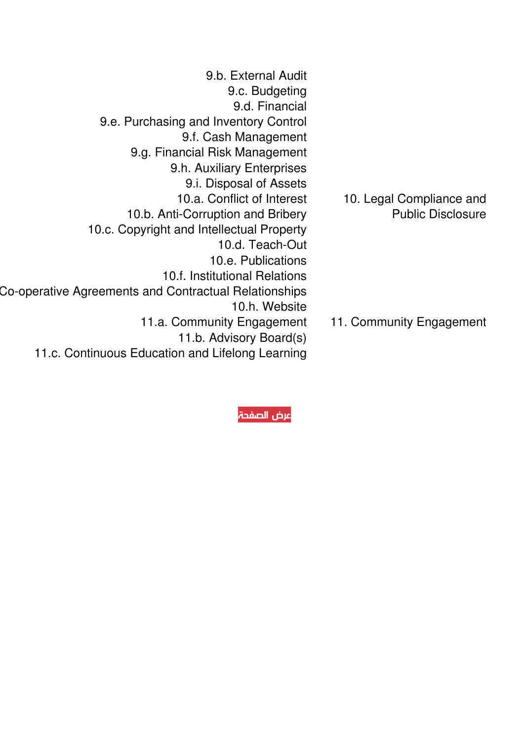| | |
|---|---|
| 9.b. External Audit | |
| 9.c. Budgeting | |
| 9.d. Financial | |
| 9.e. Purchasing and Inventory Control | |
| 9.f. Cash Management | |
| 9.g. Financial Risk Management | |
| 9.h. Auxiliary Enterprises | |
| 9.i. Disposal of Assets | |
| 10.a. Conflict of Interest | 10. Legal Compliance and Public Disclosure |
| 10.b. Anti-Corruption and Bribery | |
| 10.c. Copyright and Intellectual Property | |
| 10.d. Teach-Out | |
| 10.e. Publications | |
| 10.f. Institutional Relations | |
| Co-operative Agreements and Contractual Relationships | |
| 10.h. Website | |
| 11.a. Community Engagement | 11. Community Engagement |
| 11.b. Advisory Board(s) | |
| 11.c. Continuous Education and Lifelong Learning | |

عرض الصفحة